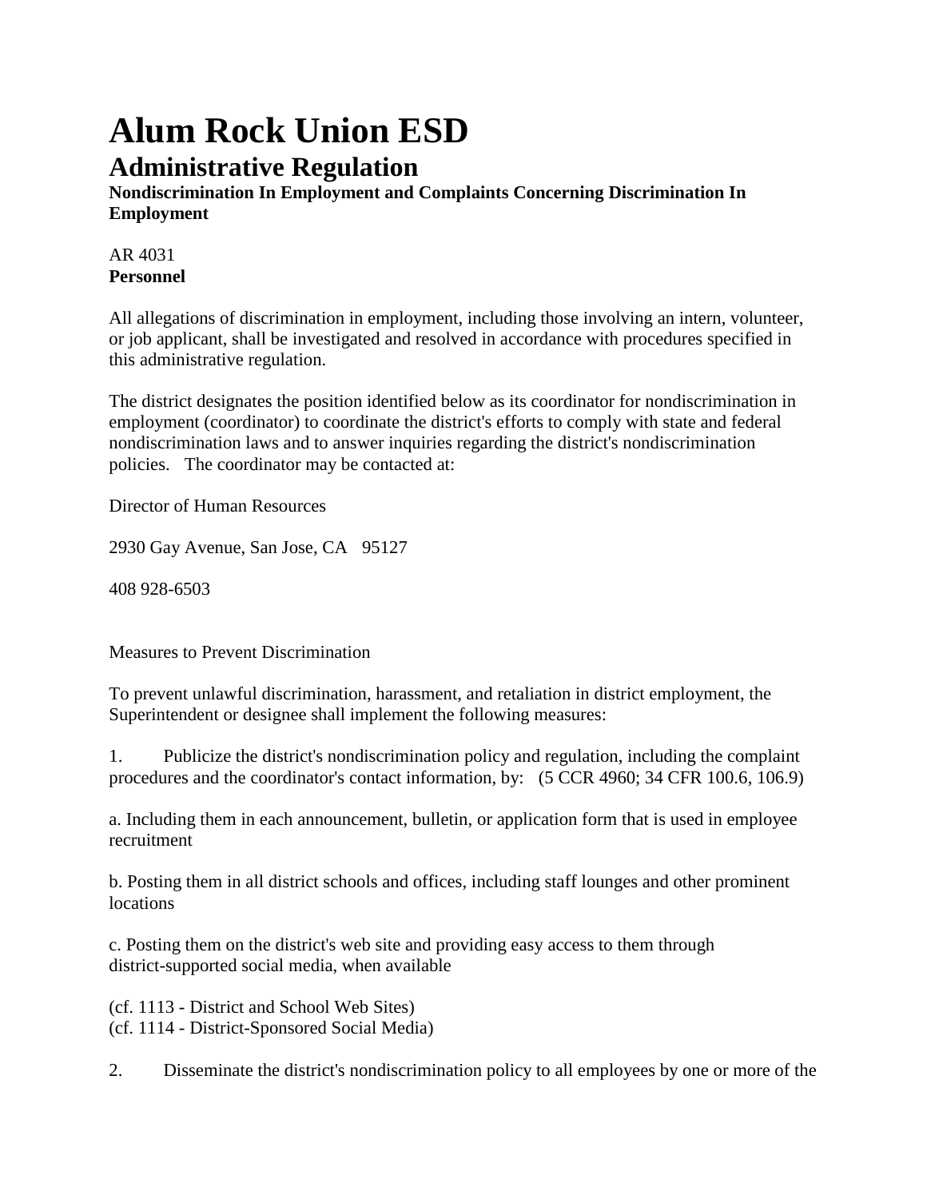# Alum Rock Union ESD

## Administrative Regulation

**Nondiscrimination In Employment and Complaints Concerning Discrimination In Employment**

AR 4031
**Personnel**

All allegations of discrimination in employment, including those involving an intern, volunteer, or job applicant, shall be investigated and resolved in accordance with procedures specified in this administrative regulation.

The district designates the position identified below as its coordinator for nondiscrimination in employment (coordinator) to coordinate the district's efforts to comply with state and federal nondiscrimination laws and to answer inquiries regarding the district's nondiscrimination policies. The coordinator may be contacted at:

Director of Human Resources

2930 Gay Avenue, San Jose, CA 95127

408 928-6503

Measures to Prevent Discrimination

To prevent unlawful discrimination, harassment, and retaliation in district employment, the Superintendent or designee shall implement the following measures:

1. Publicize the district's nondiscrimination policy and regulation, including the complaint procedures and the coordinator's contact information, by: (5 CCR 4960; 34 CFR 100.6, 106.9)

a. Including them in each announcement, bulletin, or application form that is used in employee recruitment

b. Posting them in all district schools and offices, including staff lounges and other prominent locations

c. Posting them on the district's web site and providing easy access to them through district-supported social media, when available

(cf. 1113 - District and School Web Sites)
(cf. 1114 - District-Sponsored Social Media)

2. Disseminate the district's nondiscrimination policy to all employees by one or more of the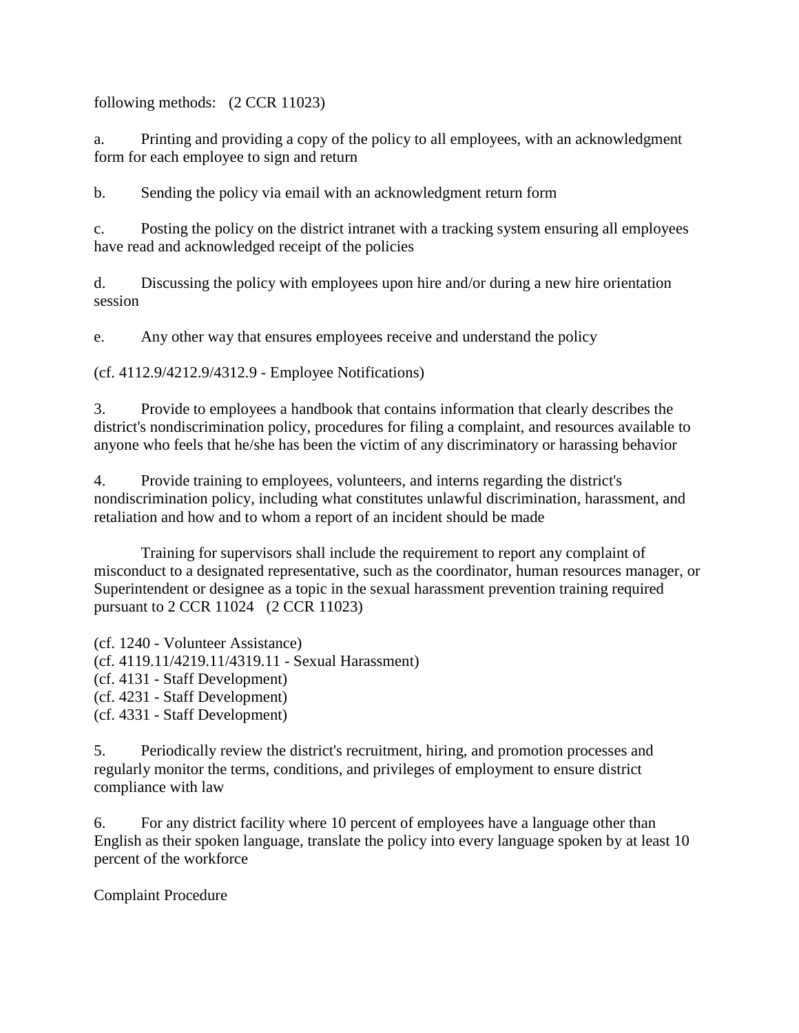following methods: (2 CCR 11023)

a. Printing and providing a copy of the policy to all employees, with an acknowledgment form for each employee to sign and return

b. Sending the policy via email with an acknowledgment return form

c. Posting the policy on the district intranet with a tracking system ensuring all employees have read and acknowledged receipt of the policies

d. Discussing the policy with employees upon hire and/or during a new hire orientation session

e. Any other way that ensures employees receive and understand the policy

(cf. 4112.9/4212.9/4312.9 - Employee Notifications)

3. Provide to employees a handbook that contains information that clearly describes the district's nondiscrimination policy, procedures for filing a complaint, and resources available to anyone who feels that he/she has been the victim of any discriminatory or harassing behavior

4. Provide training to employees, volunteers, and interns regarding the district's nondiscrimination policy, including what constitutes unlawful discrimination, harassment, and retaliation and how and to whom a report of an incident should be made

Training for supervisors shall include the requirement to report any complaint of misconduct to a designated representative, such as the coordinator, human resources manager, or Superintendent or designee as a topic in the sexual harassment prevention training required pursuant to 2 CCR 11024 (2 CCR 11023)

(cf. 1240 - Volunteer Assistance)
(cf. 4119.11/4219.11/4319.11 - Sexual Harassment)
(cf. 4131 - Staff Development)
(cf. 4231 - Staff Development)
(cf. 4331 - Staff Development)

5. Periodically review the district's recruitment, hiring, and promotion processes and regularly monitor the terms, conditions, and privileges of employment to ensure district compliance with law

6. For any district facility where 10 percent of employees have a language other than English as their spoken language, translate the policy into every language spoken by at least 10 percent of the workforce

Complaint Procedure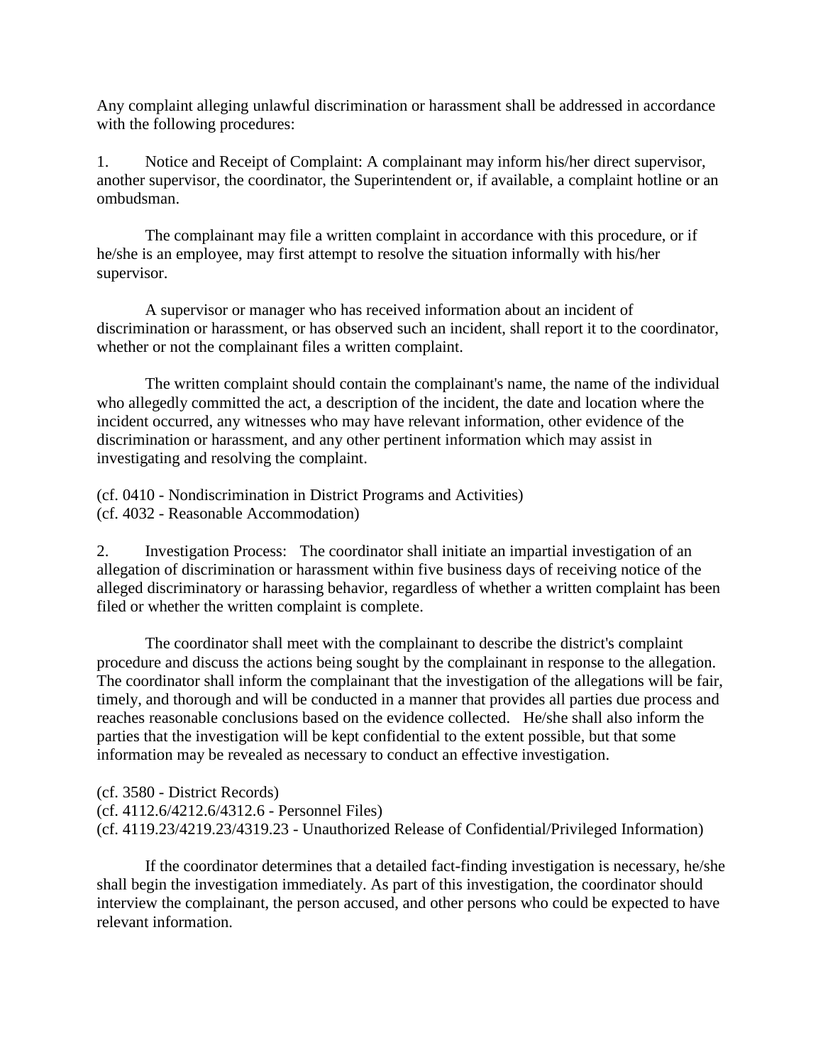Any complaint alleging unlawful discrimination or harassment shall be addressed in accordance with the following procedures:

1. Notice and Receipt of Complaint: A complainant may inform his/her direct supervisor, another supervisor, the coordinator, the Superintendent or, if available, a complaint hotline or an ombudsman.

The complainant may file a written complaint in accordance with this procedure, or if he/she is an employee, may first attempt to resolve the situation informally with his/her supervisor.

A supervisor or manager who has received information about an incident of discrimination or harassment, or has observed such an incident, shall report it to the coordinator, whether or not the complainant files a written complaint.

The written complaint should contain the complainant's name, the name of the individual who allegedly committed the act, a description of the incident, the date and location where the incident occurred, any witnesses who may have relevant information, other evidence of the discrimination or harassment, and any other pertinent information which may assist in investigating and resolving the complaint.

(cf. 0410 - Nondiscrimination in District Programs and Activities)
(cf. 4032 - Reasonable Accommodation)

2. Investigation Process: The coordinator shall initiate an impartial investigation of an allegation of discrimination or harassment within five business days of receiving notice of the alleged discriminatory or harassing behavior, regardless of whether a written complaint has been filed or whether the written complaint is complete.

The coordinator shall meet with the complainant to describe the district's complaint procedure and discuss the actions being sought by the complainant in response to the allegation. The coordinator shall inform the complainant that the investigation of the allegations will be fair, timely, and thorough and will be conducted in a manner that provides all parties due process and reaches reasonable conclusions based on the evidence collected. He/she shall also inform the parties that the investigation will be kept confidential to the extent possible, but that some information may be revealed as necessary to conduct an effective investigation.

(cf. 3580 - District Records)
(cf. 4112.6/4212.6/4312.6 - Personnel Files)
(cf. 4119.23/4219.23/4319.23 - Unauthorized Release of Confidential/Privileged Information)

If the coordinator determines that a detailed fact-finding investigation is necessary, he/she shall begin the investigation immediately. As part of this investigation, the coordinator should interview the complainant, the person accused, and other persons who could be expected to have relevant information.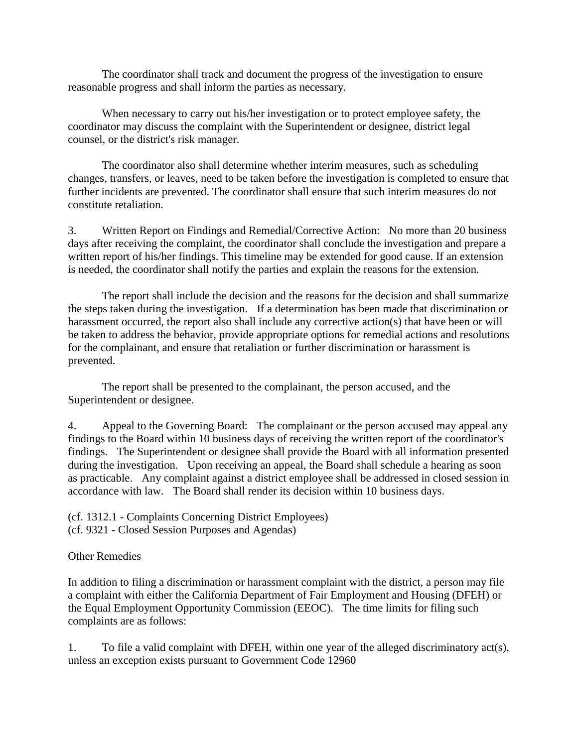The coordinator shall track and document the progress of the investigation to ensure reasonable progress and shall inform the parties as necessary.

When necessary to carry out his/her investigation or to protect employee safety, the coordinator may discuss the complaint with the Superintendent or designee, district legal counsel, or the district's risk manager.

The coordinator also shall determine whether interim measures, such as scheduling changes, transfers, or leaves, need to be taken before the investigation is completed to ensure that further incidents are prevented. The coordinator shall ensure that such interim measures do not constitute retaliation.

3. Written Report on Findings and Remedial/Corrective Action: No more than 20 business days after receiving the complaint, the coordinator shall conclude the investigation and prepare a written report of his/her findings. This timeline may be extended for good cause. If an extension is needed, the coordinator shall notify the parties and explain the reasons for the extension.

The report shall include the decision and the reasons for the decision and shall summarize the steps taken during the investigation. If a determination has been made that discrimination or harassment occurred, the report also shall include any corrective action(s) that have been or will be taken to address the behavior, provide appropriate options for remedial actions and resolutions for the complainant, and ensure that retaliation or further discrimination or harassment is prevented.

The report shall be presented to the complainant, the person accused, and the Superintendent or designee.

4. Appeal to the Governing Board: The complainant or the person accused may appeal any findings to the Board within 10 business days of receiving the written report of the coordinator's findings. The Superintendent or designee shall provide the Board with all information presented during the investigation. Upon receiving an appeal, the Board shall schedule a hearing as soon as practicable. Any complaint against a district employee shall be addressed in closed session in accordance with law. The Board shall render its decision within 10 business days.

(cf. 1312.1 - Complaints Concerning District Employees)
(cf. 9321 - Closed Session Purposes and Agendas)

Other Remedies

In addition to filing a discrimination or harassment complaint with the district, a person may file a complaint with either the California Department of Fair Employment and Housing (DFEH) or the Equal Employment Opportunity Commission (EEOC). The time limits for filing such complaints are as follows:

1. To file a valid complaint with DFEH, within one year of the alleged discriminatory act(s), unless an exception exists pursuant to Government Code 12960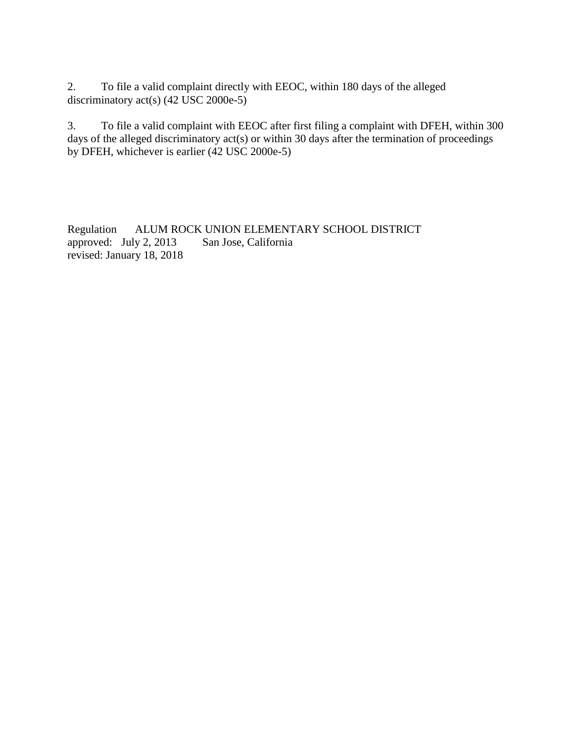2. To file a valid complaint directly with EEOC, within 180 days of the alleged discriminatory act(s) (42 USC 2000e-5)

3. To file a valid complaint with EEOC after first filing a complaint with DFEH, within 300 days of the alleged discriminatory act(s) or within 30 days after the termination of proceedings by DFEH, whichever is earlier (42 USC 2000e-5)

Regulation ALUM ROCK UNION ELEMENTARY SCHOOL DISTRICT
approved: July 2, 2013 San Jose, California
revised: January 18, 2018